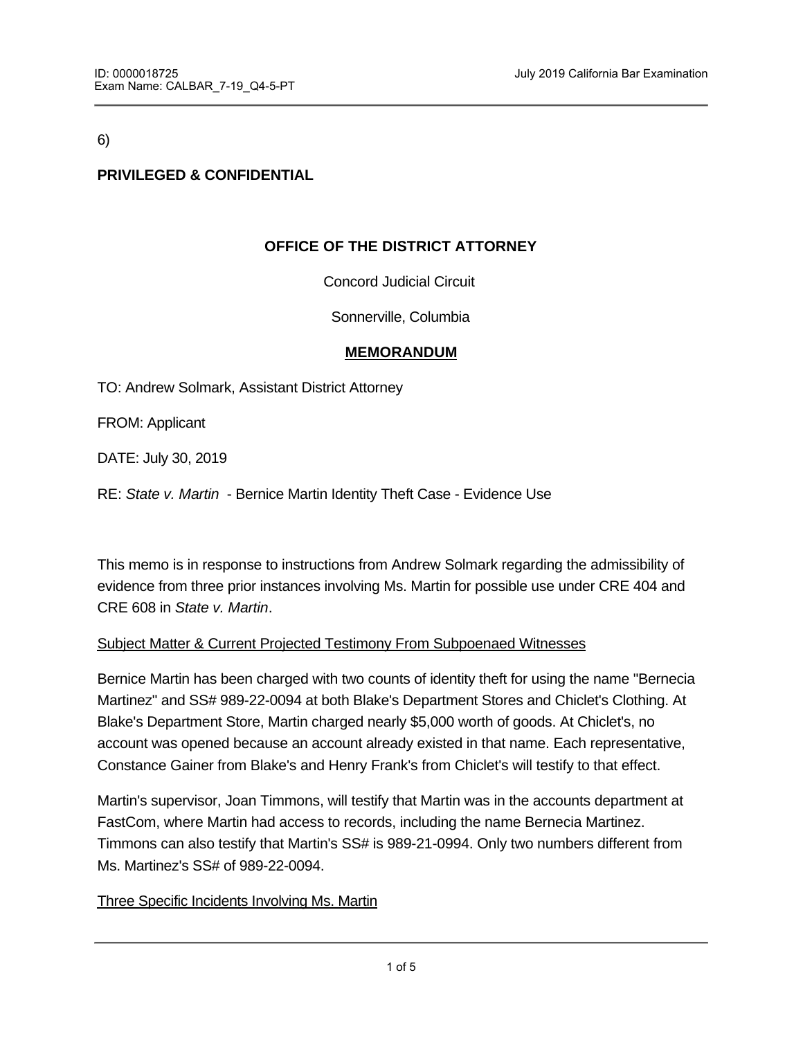6)

**PRIVILEGED & CONFIDENTIAL**

**OFFICE OF THE DISTRICT ATTORNEY**

Concord Judicial Circuit

Sonnerville, Columbia

**MEMORANDUM**

TO: Andrew Solmark, Assistant District Attorney

FROM: Applicant

DATE: July 30, 2019

RE: *State v. Martin* - Bernice Martin Identity Theft Case - Evidence Use

This memo is in response to instructions from Andrew Solmark regarding the admissibility of evidence from three prior instances involving Ms. Martin for possible use under CRE 404 and CRE 608 in *State v. Martin*.

Subject Matter & Current Projected Testimony From Subpoenaed Witnesses

Bernice Martin has been charged with two counts of identity theft for using the name "Bernecia Martinez" and SS# 989-22-0094 at both Blake's Department Stores and Chiclet's Clothing. At Blake's Department Store, Martin charged nearly $5,000 worth of goods. At Chiclet's, no account was opened because an account already existed in that name. Each representative, Constance Gainer from Blake's and Henry Frank's from Chiclet's will testify to that effect.

Martin's supervisor, Joan Timmons, will testify that Martin was in the accounts department at FastCom, where Martin had access to records, including the name Bernecia Martinez. Timmons can also testify that Martin's SS# is 989-21-0994. Only two numbers different from Ms. Martinez's SS# of 989-22-0094.

Three Specific Incidents Involving Ms. Martin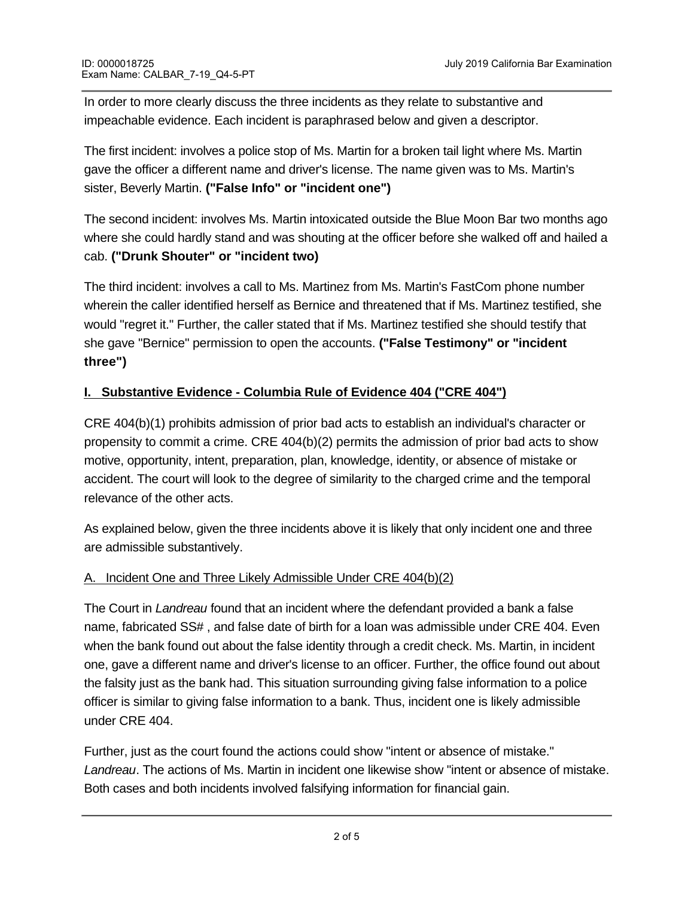In order to more clearly discuss the three incidents as they relate to substantive and impeachable evidence. Each incident is paraphrased below and given a descriptor.

The first incident: involves a police stop of Ms. Martin for a broken tail light where Ms. Martin gave the officer a different name and driver's license. The name given was to Ms. Martin's sister, Beverly Martin. **("False Info" or "incident one")**

The second incident: involves Ms. Martin intoxicated outside the Blue Moon Bar two months ago where she could hardly stand and was shouting at the officer before she walked off and hailed a cab. **("Drunk Shouter" or "incident two)**

The third incident: involves a call to Ms. Martinez from Ms. Martin's FastCom phone number wherein the caller identified herself as Bernice and threatened that if Ms. Martinez testified, she would "regret it." Further, the caller stated that if Ms. Martinez testified she should testify that she gave "Bernice" permission to open the accounts. **("False Testimony" or "incident three")**

## I. Substantive Evidence - Columbia Rule of Evidence 404 ("CRE 404")

CRE 404(b)(1) prohibits admission of prior bad acts to establish an individual's character or propensity to commit a crime. CRE 404(b)(2) permits the admission of prior bad acts to show motive, opportunity, intent, preparation, plan, knowledge, identity, or absence of mistake or accident. The court will look to the degree of similarity to the charged crime and the temporal relevance of the other acts.

As explained below, given the three incidents above it is likely that only incident one and three are admissible substantively.

### A. Incident One and Three Likely Admissible Under CRE 404(b)(2)

The Court in *Landreau* found that an incident where the defendant provided a bank a false name, fabricated SS# , and false date of birth for a loan was admissible under CRE 404. Even when the bank found out about the false identity through a credit check. Ms. Martin, in incident one, gave a different name and driver's license to an officer. Further, the office found out about the falsity just as the bank had. This situation surrounding giving false information to a police officer is similar to giving false information to a bank. Thus, incident one is likely admissible under CRE 404.

Further, just as the court found the actions could show "intent or absence of mistake." *Landreau*. The actions of Ms. Martin in incident one likewise show "intent or absence of mistake. Both cases and both incidents involved falsifying information for financial gain.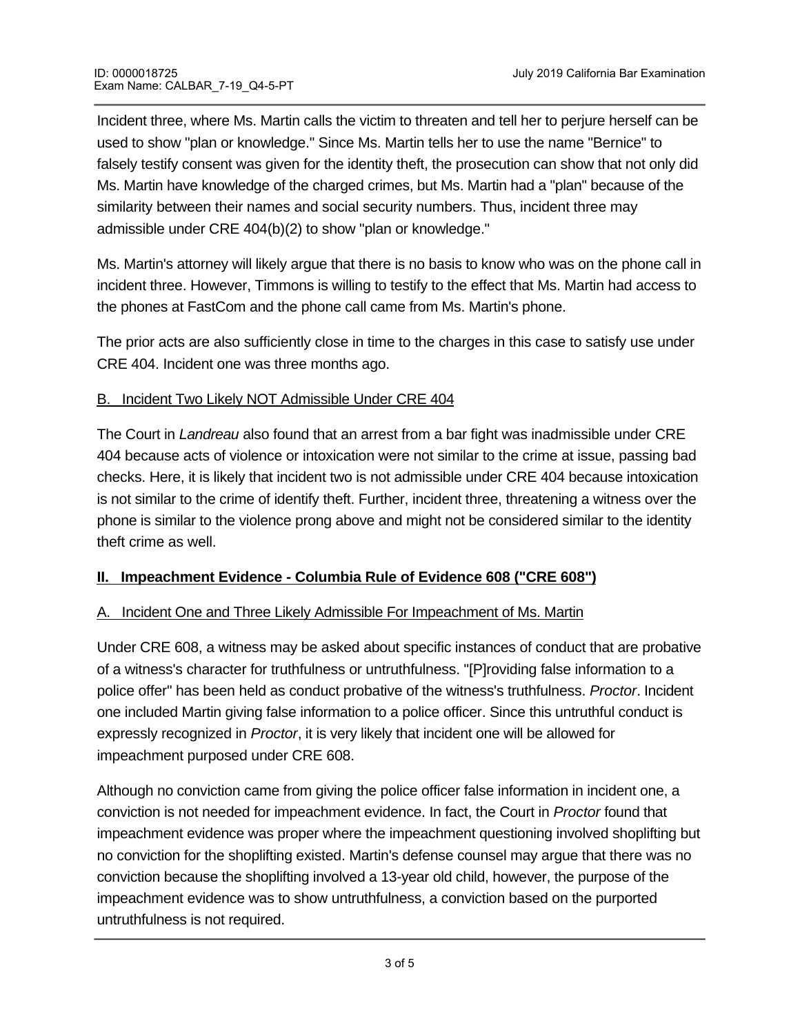Incident three, where Ms. Martin calls the victim to threaten and tell her to perjure herself can be used to show "plan or knowledge." Since Ms. Martin tells her to use the name "Bernice" to falsely testify consent was given for the identity theft, the prosecution can show that not only did Ms. Martin have knowledge of the charged crimes, but Ms. Martin had a "plan" because of the similarity between their names and social security numbers. Thus, incident three may admissible under CRE 404(b)(2) to show "plan or knowledge."

Ms. Martin's attorney will likely argue that there is no basis to know who was on the phone call in incident three. However, Timmons is willing to testify to the effect that Ms. Martin had access to the phones at FastCom and the phone call came from Ms. Martin's phone.

The prior acts are also sufficiently close in time to the charges in this case to satisfy use under CRE 404. Incident one was three months ago.

B. Incident Two Likely NOT Admissible Under CRE 404

The Court in *Landreau* also found that an arrest from a bar fight was inadmissible under CRE 404 because acts of violence or intoxication were not similar to the crime at issue, passing bad checks. Here, it is likely that incident two is not admissible under CRE 404 because intoxication is not similar to the crime of identify theft. Further, incident three, threatening a witness over the phone is similar to the violence prong above and might not be considered similar to the identity theft crime as well.

**II. Impeachment Evidence - Columbia Rule of Evidence 608 ("CRE 608")**

A. Incident One and Three Likely Admissible For Impeachment of Ms. Martin

Under CRE 608, a witness may be asked about specific instances of conduct that are probative of a witness's character for truthfulness or untruthfulness. "[P]roviding false information to a police offer" has been held as conduct probative of the witness's truthfulness. *Proctor*. Incident one included Martin giving false information to a police officer. Since this untruthful conduct is expressly recognized in *Proctor*, it is very likely that incident one will be allowed for impeachment purposed under CRE 608.

Although no conviction came from giving the police officer false information in incident one, a conviction is not needed for impeachment evidence. In fact, the Court in *Proctor* found that impeachment evidence was proper where the impeachment questioning involved shoplifting but no conviction for the shoplifting existed. Martin's defense counsel may argue that there was no conviction because the shoplifting involved a 13-year old child, however, the purpose of the impeachment evidence was to show untruthfulness, a conviction based on the purported untruthfulness is not required.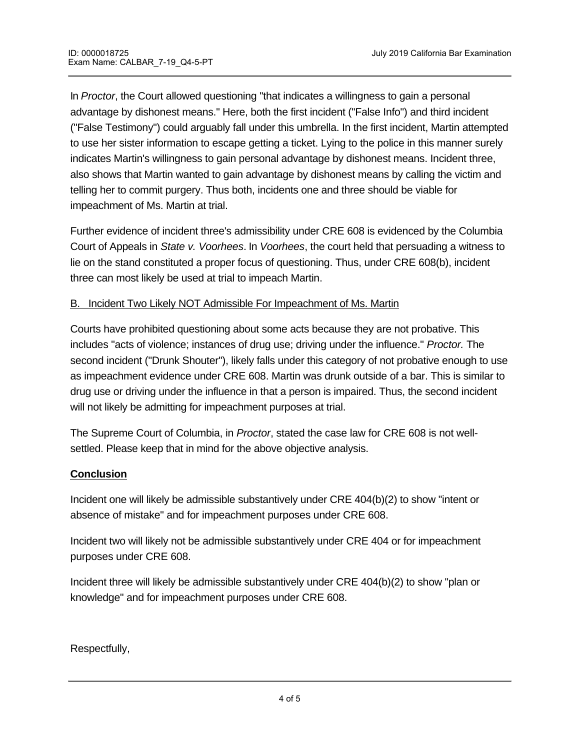In *Proctor*, the Court allowed questioning "that indicates a willingness to gain a personal advantage by dishonest means." Here, both the first incident ("False Info") and third incident ("False Testimony") could arguably fall under this umbrella. In the first incident, Martin attempted to use her sister information to escape getting a ticket. Lying to the police in this manner surely indicates Martin's willingness to gain personal advantage by dishonest means. Incident three, also shows that Martin wanted to gain advantage by dishonest means by calling the victim and telling her to commit purgery. Thus both, incidents one and three should be viable for impeachment of Ms. Martin at trial.

Further evidence of incident three's admissibility under CRE 608 is evidenced by the Columbia Court of Appeals in *State v. Voorhees*. In *Voorhees*, the court held that persuading a witness to lie on the stand constituted a proper focus of questioning. Thus, under CRE 608(b), incident three can most likely be used at trial to impeach Martin.

B. Incident Two Likely NOT Admissible For Impeachment of Ms. Martin

Courts have prohibited questioning about some acts because they are not probative. This includes "acts of violence; instances of drug use; driving under the influence." *Proctor.* The second incident ("Drunk Shouter"), likely falls under this category of not probative enough to use as impeachment evidence under CRE 608. Martin was drunk outside of a bar. This is similar to drug use or driving under the influence in that a person is impaired. Thus, the second incident will not likely be admitting for impeachment purposes at trial.

The Supreme Court of Columbia, in *Proctor*, stated the case law for CRE 608 is not well-settled. Please keep that in mind for the above objective analysis.

**Conclusion**

Incident one will likely be admissible substantively under CRE 404(b)(2) to show "intent or absence of mistake" and for impeachment purposes under CRE 608.

Incident two will likely not be admissible substantively under CRE 404 or for impeachment purposes under CRE 608.

Incident three will likely be admissible substantively under CRE 404(b)(2) to show "plan or knowledge" and for impeachment purposes under CRE 608.

Respectfully,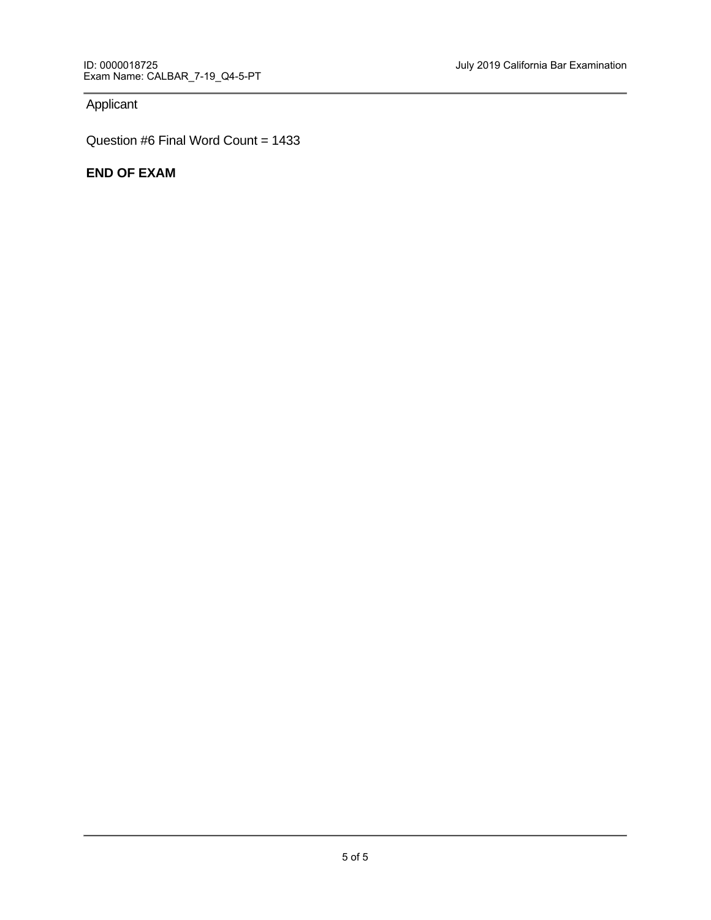Applicant

Question #6 Final Word Count = 1433

**END OF EXAM**